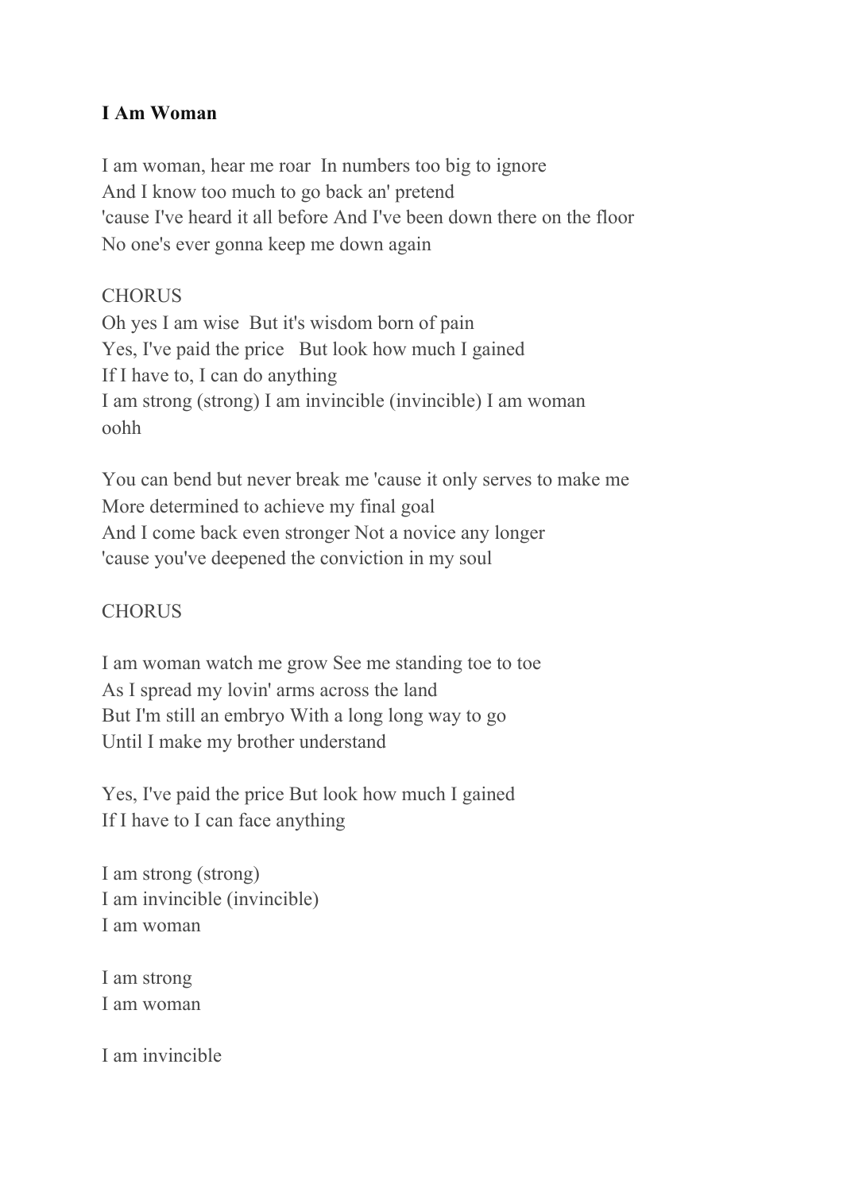**I Am Woman**

I am woman, hear me roar  In numbers too big to ignore
And I know too much to go back an' pretend
'cause I've heard it all before And I've been down there on the floor
No one's ever gonna keep me down again

CHORUS
Oh yes I am wise  But it's wisdom born of pain
Yes, I've paid the price   But look how much I gained
If I have to, I can do anything
I am strong (strong) I am invincible (invincible) I am woman
oohh

You can bend but never break me 'cause it only serves to make me
More determined to achieve my final goal
And I come back even stronger Not a novice any longer
'cause you've deepened the conviction in my soul

CHORUS

I am woman watch me grow See me standing toe to toe
As I spread my lovin' arms across the land
But I'm still an embryo With a long long way to go
Until I make my brother understand

Yes, I've paid the price But look how much I gained
If I have to I can face anything

I am strong (strong)
I am invincible (invincible)
I am woman

I am strong
I am woman

I am invincible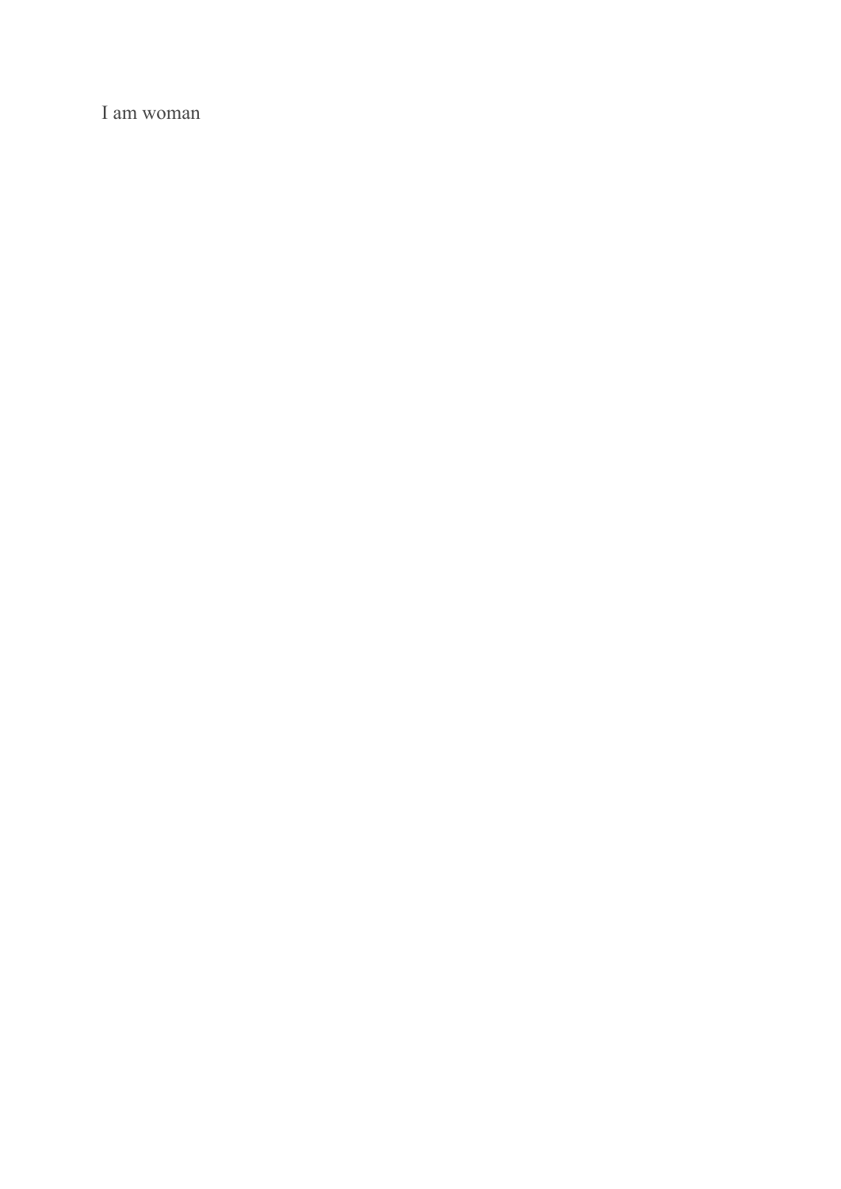I am woman